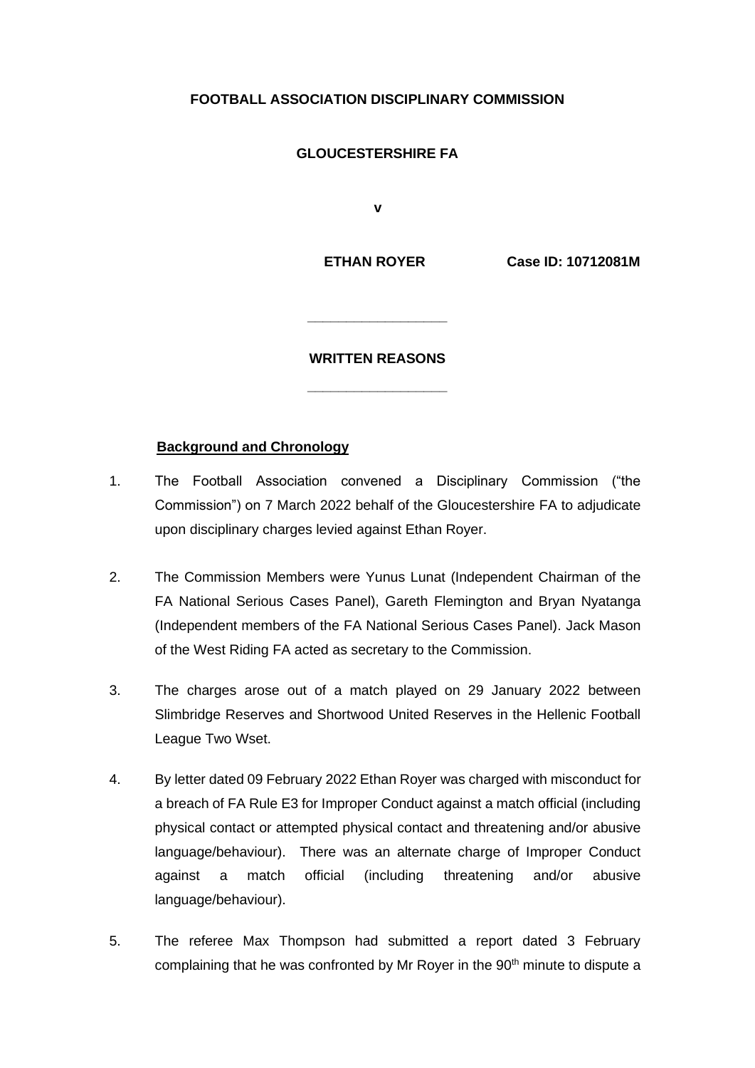**FOOTBALL ASSOCIATION DISCIPLINARY COMMISSION**

**GLOUCESTERSHIRE FA**

**v**

**ETHAN ROYER** **Case ID: 10712081M**

---

**WRITTEN REASONS**

---

**Background and Chronology**

1. The Football Association convened a Disciplinary Commission ("the Commission") on 7 March 2022 behalf of the Gloucestershire FA to adjudicate upon disciplinary charges levied against Ethan Royer.

2. The Commission Members were Yunus Lunat (Independent Chairman of the FA National Serious Cases Panel), Gareth Flemington and Bryan Nyatanga (Independent members of the FA National Serious Cases Panel). Jack Mason of the West Riding FA acted as secretary to the Commission.

3. The charges arose out of a match played on 29 January 2022 between Slimbridge Reserves and Shortwood United Reserves in the Hellenic Football League Two Wset.

4. By letter dated 09 February 2022 Ethan Royer was charged with misconduct for a breach of FA Rule E3 for Improper Conduct against a match official (including physical contact or attempted physical contact and threatening and/or abusive language/behaviour). There was an alternate charge of Improper Conduct against a match official (including threatening and/or abusive language/behaviour).

5. The referee Max Thompson had submitted a report dated 3 February complaining that he was confronted by Mr Royer in the 90th minute to dispute a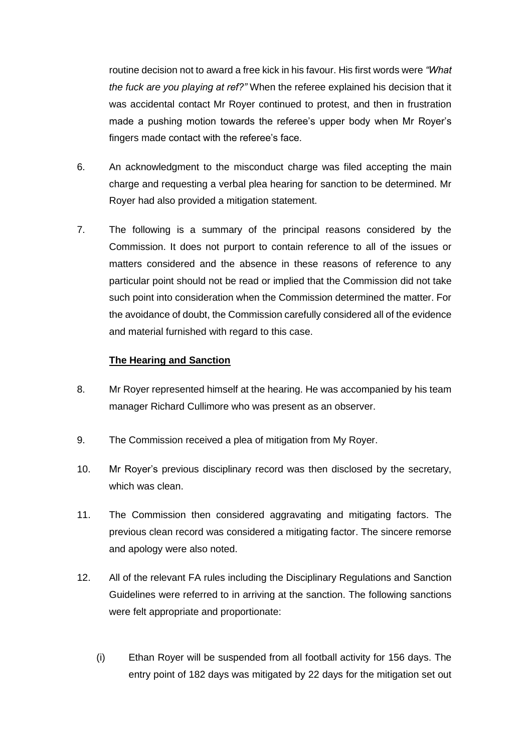routine decision not to award a free kick in his favour. His first words were *"What the fuck are you playing at ref?"* When the referee explained his decision that it was accidental contact Mr Royer continued to protest, and then in frustration made a pushing motion towards the referee's upper body when Mr Royer's fingers made contact with the referee's face.

6. An acknowledgment to the misconduct charge was filed accepting the main charge and requesting a verbal plea hearing for sanction to be determined. Mr Royer had also provided a mitigation statement.

7. The following is a summary of the principal reasons considered by the Commission. It does not purport to contain reference to all of the issues or matters considered and the absence in these reasons of reference to any particular point should not be read or implied that the Commission did not take such point into consideration when the Commission determined the matter. For the avoidance of doubt, the Commission carefully considered all of the evidence and material furnished with regard to this case.

**The Hearing and Sanction**

8. Mr Royer represented himself at the hearing. He was accompanied by his team manager Richard Cullimore who was present as an observer.

9. The Commission received a plea of mitigation from My Royer.

10. Mr Royer's previous disciplinary record was then disclosed by the secretary, which was clean.

11. The Commission then considered aggravating and mitigating factors. The previous clean record was considered a mitigating factor. The sincere remorse and apology were also noted.

12. All of the relevant FA rules including the Disciplinary Regulations and Sanction Guidelines were referred to in arriving at the sanction. The following sanctions were felt appropriate and proportionate:

    (i) Ethan Royer will be suspended from all football activity for 156 days. The entry point of 182 days was mitigated by 22 days for the mitigation set out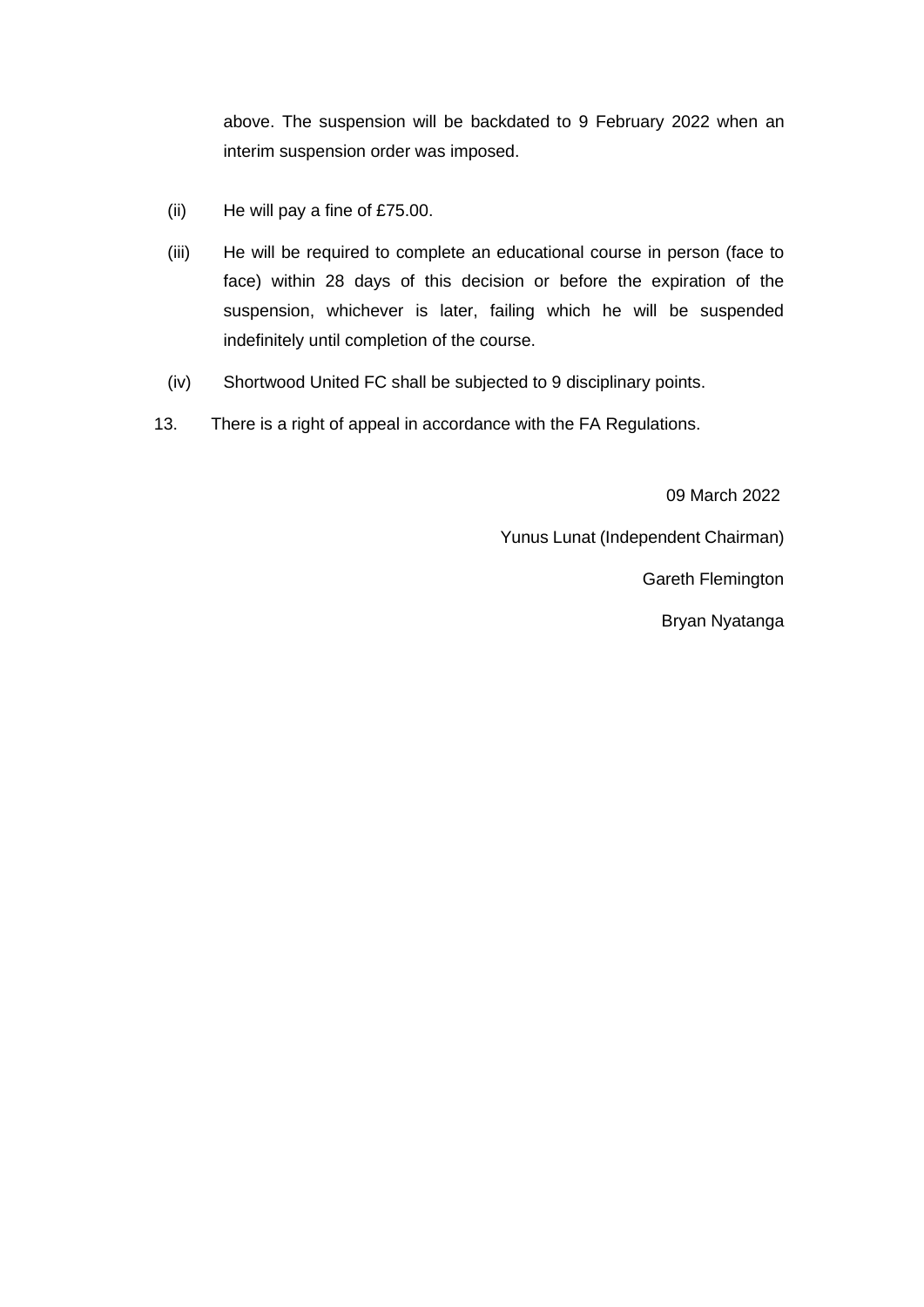above. The suspension will be backdated to 9 February 2022 when an interim suspension order was imposed.

(ii) He will pay a fine of £75.00.

(iii) He will be required to complete an educational course in person (face to face) within 28 days of this decision or before the expiration of the suspension, whichever is later, failing which he will be suspended indefinitely until completion of the course.

(iv) Shortwood United FC shall be subjected to 9 disciplinary points.

13. There is a right of appeal in accordance with the FA Regulations.

09 March 2022

Yunus Lunat (Independent Chairman)

Gareth Flemington

Bryan Nyatanga